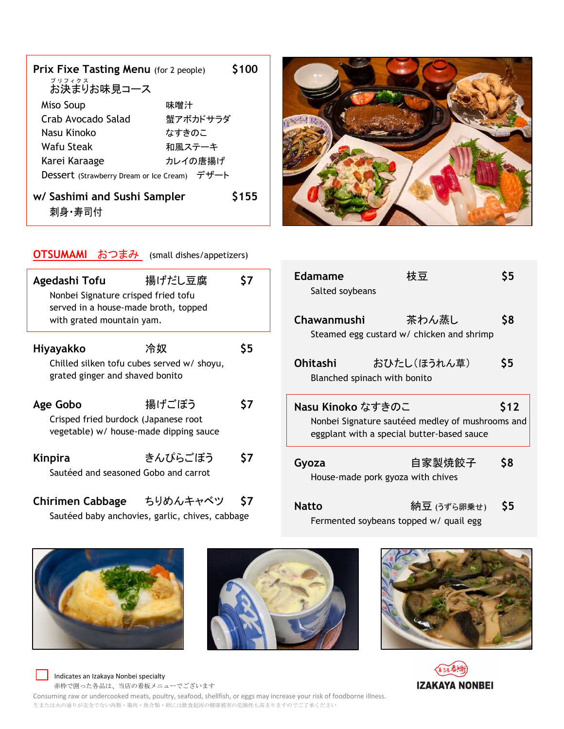## Prix Fixe Tasting Menu (for 2 people) — $100

お決まり(プリフィクス)お味見コース

- Miso Soup　味噌汁
- Crab Avocado Salad　蟹アボカドサラダ
- Nasu Kinoko　なすきのこ
- Wafu Steak　和風ステーキ
- Karei Karaage　カレイの唐揚げ
- Dessert (Strawberry Dream or Ice Cream)　デザート

**w/ Sashimi and Sushi Sampler — $155**

刺身・寿司付

## OTSUMAMI おつまみ (small dishes/appetizers)

**Agedashi Tofu** 揚げだし豆腐 — $7
Nonbei Signature crisped fried tofu served in a house-made broth, topped with grated mountain yam.

**Hiyayakko** 冷奴 — $5
Chilled silken tofu cubes served w/ shoyu, grated ginger and shaved bonito

**Age Gobo** 揚げごぼう — $7
Crisped fried burdock (Japanese root vegetable) w/ house-made dipping sauce

**Kinpira** きんぴらごぼう — $7
Sautéed and seasoned Gobo and carrot

**Chirimen Cabbage** ちりめんキャベツ — $7
Sautéed baby anchovies, garlic, chives, cabbage

**Edamame** 枝豆 — $5
Salted soybeans

**Chawanmushi** 茶わん蒸し — $8
Steamed egg custard w/ chicken and shrimp

**Ohitashi** おひたし(ほうれん草) — $5
Blanched spinach with bonito

**Nasu Kinoko** なすきのこ — $12
Nonbei Signature sautéed medley of mushrooms and eggplant with a special butter-based sauce

**Gyoza** 自家製焼餃子 — $8
House-made pork gyoza with chives

**Natto** 納豆 (うずら卵乗せ) — $5
Fermented soybeans topped w/ quail egg

☐ Indicates an Izakaya Nonbei specialty
赤枠で囲った各品は、当店の看板メニューでございます

Consuming raw or undercooked meats, poultry, seafood, shellfish, or eggs may increase your risk of foodborne illness.
生または火の通りが完全でない肉類・鶏肉・魚介類・卵には飲食起因の健康被害の危険性も高まりますのでご了承ください

IZAKAYA NONBEI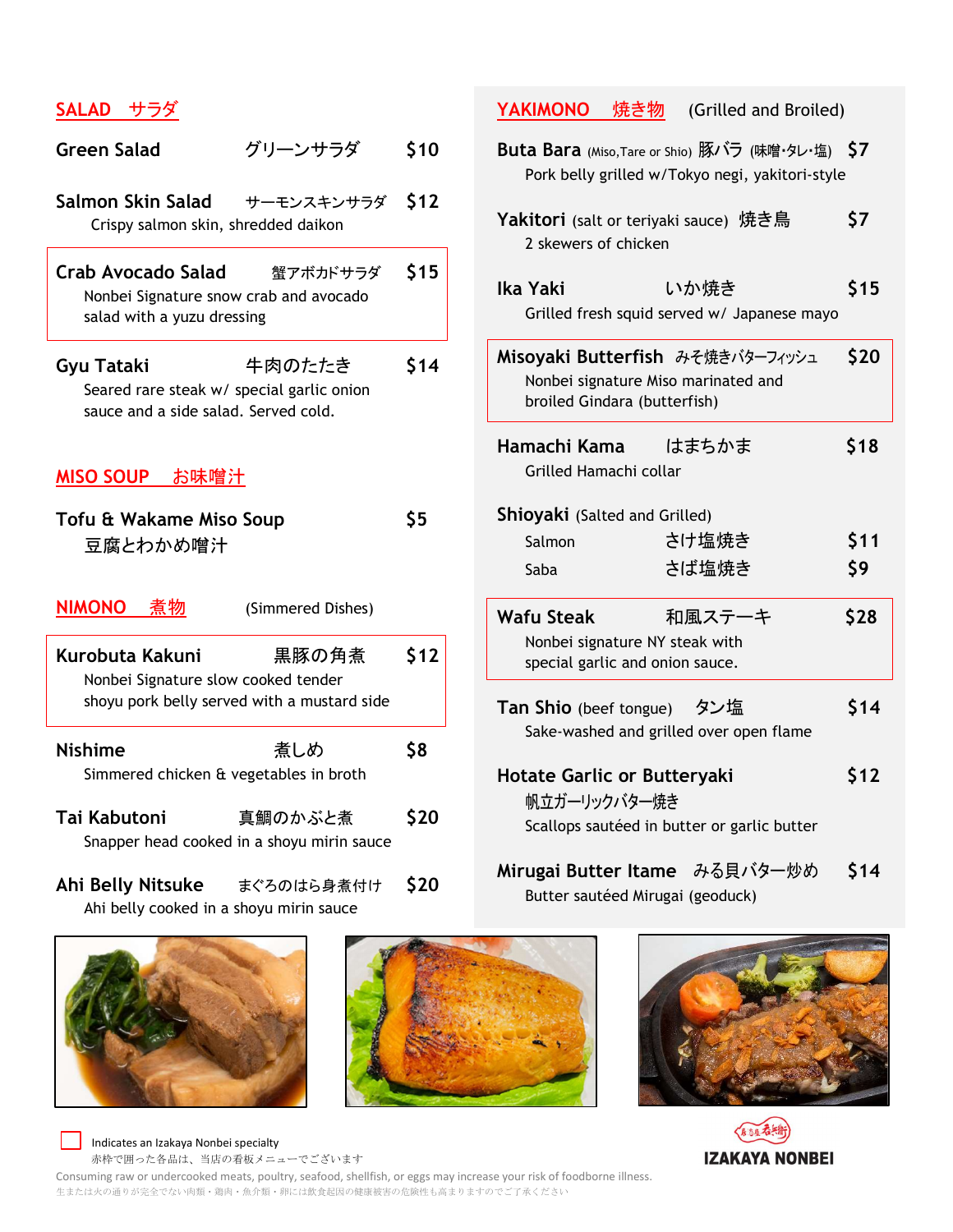## SALAD　サラダ

**Green Salad**　グリーンサラダ　$10

**Salmon Skin Salad**　サーモンスキンサラダ　$12
Crispy salmon skin, shredded daikon

**Crab Avocado Salad**　蟹アボカドサラダ　$15
Nonbei Signature snow crab and avocado salad with a yuzu dressing

**Gyu Tataki**　牛肉のたたき　$14
Seared rare steak w/ special garlic onion sauce and a side salad. Served cold.

## MISO SOUP　お味噌汁

**Tofu & Wakame Miso Soup**　$5
豆腐とわかめ噌汁

## NIMONO　煮物　(Simmered Dishes)

**Kurobuta Kakuni**　黒豚の角煮　$12
Nonbei Signature slow cooked tender shoyu pork belly served with a mustard side

**Nishime**　煮しめ　$8
Simmered chicken & vegetables in broth

**Tai Kabutoni**　真鯛のかぶと煮　$20
Snapper head cooked in a shoyu mirin sauce

**Ahi Belly Nitsuke**　まぐろのはら身煮付け　$20
Ahi belly cooked in a shoyu mirin sauce

## YAKIMONO　焼き物　(Grilled and Broiled)

**Buta Bara** (Miso,Tare or Shio) 豚バラ (味噌・タレ・塩)　$7
Pork belly grilled w/Tokyo negi, yakitori-style

**Yakitori** (salt or teriyaki sauce)　焼き鳥　$7
2 skewers of chicken

**Ika Yaki**　いか焼き　$15
Grilled fresh squid served w/ Japanese mayo

**Misoyaki Butterfish**　みそ焼きバターフィッシュ　$20
Nonbei signature Miso marinated and broiled Gindara (butterfish)

**Hamachi Kama**　はまちかま　$18
Grilled Hamachi collar

**Shioyaki** (Salted and Grilled)
- Salmon　さけ塩焼き　$11
- Saba　さば塩焼き　$9

**Wafu Steak**　和風ステーキ　$28
Nonbei signature NY steak with special garlic and onion sauce.

**Tan Shio** (beef tongue)　タン塩　$14
Sake-washed and grilled over open flame

**Hotate Garlic or Butteryaki**　$12
帆立ガーリックバター焼き
Scallops sautéed in butter or garlic butter

**Mirugai Butter Itame**　みる貝バター炒め　$14
Butter sautéed Mirugai (geoduck)

☐ Indicates an Izakaya Nonbei specialty
赤枠で囲った各品は、当店の看板メニューでございます

IZAKAYA NONBEI

Consuming raw or undercooked meats, poultry, seafood, shellfish, or eggs may increase your risk of foodborne illness.
生または火の通りが完全でない肉類・鶏肉・魚介類・卵には飲食起因の健康被害の危険性も高まりますのでご了承ください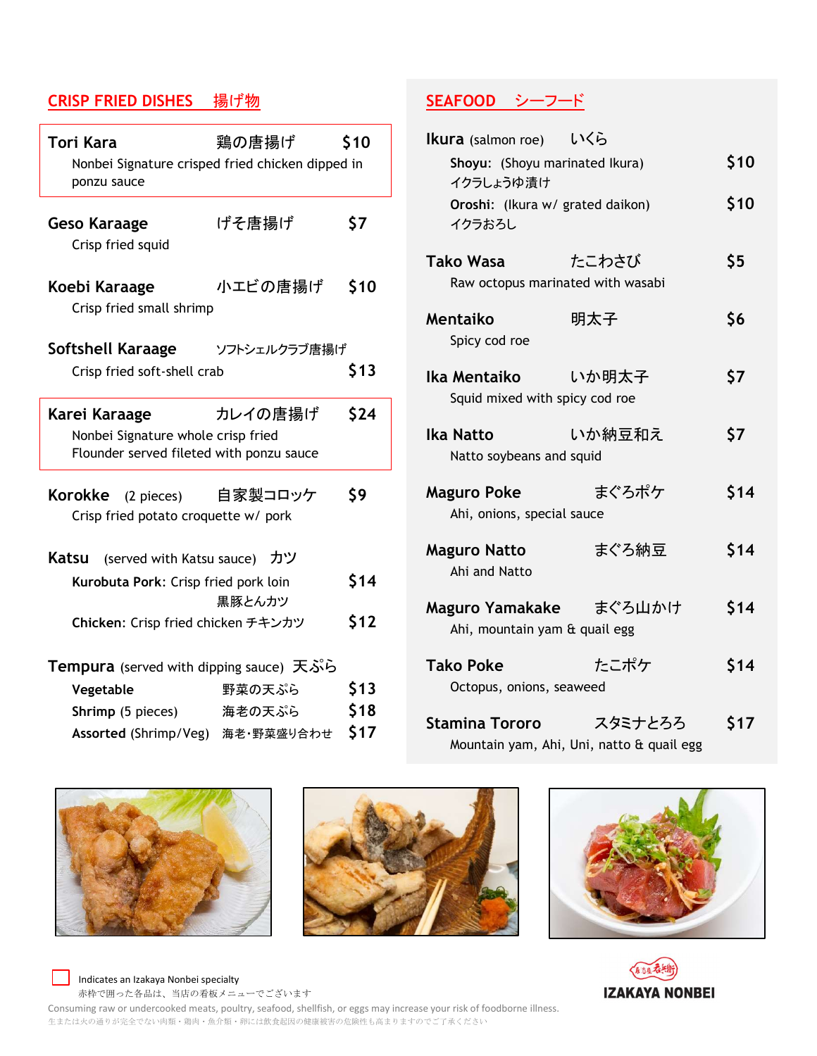## CRISP FRIED DISHES　揚げ物

**Tori Kara**　鶏の唐揚げ　**$10**
Nonbei Signature crisped fried chicken dipped in ponzu sauce

**Geso Karaage**　げそ唐揚げ　**$7**
Crisp fried squid

**Koebi Karaage**　小エビの唐揚げ　**$10**
Crisp fried small shrimp

**Softshell Karaage**　ソフトシェルクラブ唐揚げ
Crisp fried soft-shell crab　**$13**

**Karei Karaage**　カレイの唐揚げ　**$24**
Nonbei Signature whole crisp fried Flounder served fileted with ponzu sauce

**Korokke** (2 pieces)　自家製コロッケ　**$9**
Crisp fried potato croquette w/ pork

**Katsu** (served with Katsu sauce)　カツ
- **Kurobuta Pork**: Crisp fried pork loin 黒豚とんカツ　**$14**
- **Chicken**: Crisp fried chicken チキンカツ　**$12**

**Tempura** (served with dipping sauce)　天ぷら
- **Vegetable**　野菜の天ぷら　**$13**
- **Shrimp** (5 pieces)　海老の天ぷら　**$18**
- **Assorted** (Shrimp/Veg)　海老・野菜盛り合わせ　**$17**

## SEAFOOD　シーフード

**Ikura** (salmon roe)　いくら
- **Shoyu**: (Shoyu marinated Ikura) イクラしょうゆ漬け　**$10**
- **Oroshi**: (Ikura w/ grated daikon) イクラおろし　**$10**

**Tako Wasa**　たこわさび　**$5**
Raw octopus marinated with wasabi

**Mentaiko**　明太子　**$6**
Spicy cod roe

**Ika Mentaiko**　いか明太子　**$7**
Squid mixed with spicy cod roe

**Ika Natto**　いか納豆和え　**$7**
Natto soybeans and squid

**Maguro Poke**　まぐろポケ　**$14**
Ahi, onions, special sauce

**Maguro Natto**　まぐろ納豆　**$14**
Ahi and Natto

**Maguro Yamakake**　まぐろ山かけ　**$14**
Ahi, mountain yam & quail egg

**Tako Poke**　たこポケ　**$14**
Octopus, onions, seaweed

**Stamina Tororo**　スタミナとろろ　**$17**
Mountain yam, Ahi, Uni, natto & quail egg

☐ Indicates an Izakaya Nonbei specialty
赤枠で囲った各品は、当店の看板メニューでございます

Consuming raw or undercooked meats, poultry, seafood, shellfish, or eggs may increase your risk of foodborne illness.
生または火の通りが完全でない肉類・鶏肉・魚介類・卵には飲食起因の健康被害の危険性も高まりますのでご了承ください

IZAKAYA NONBEI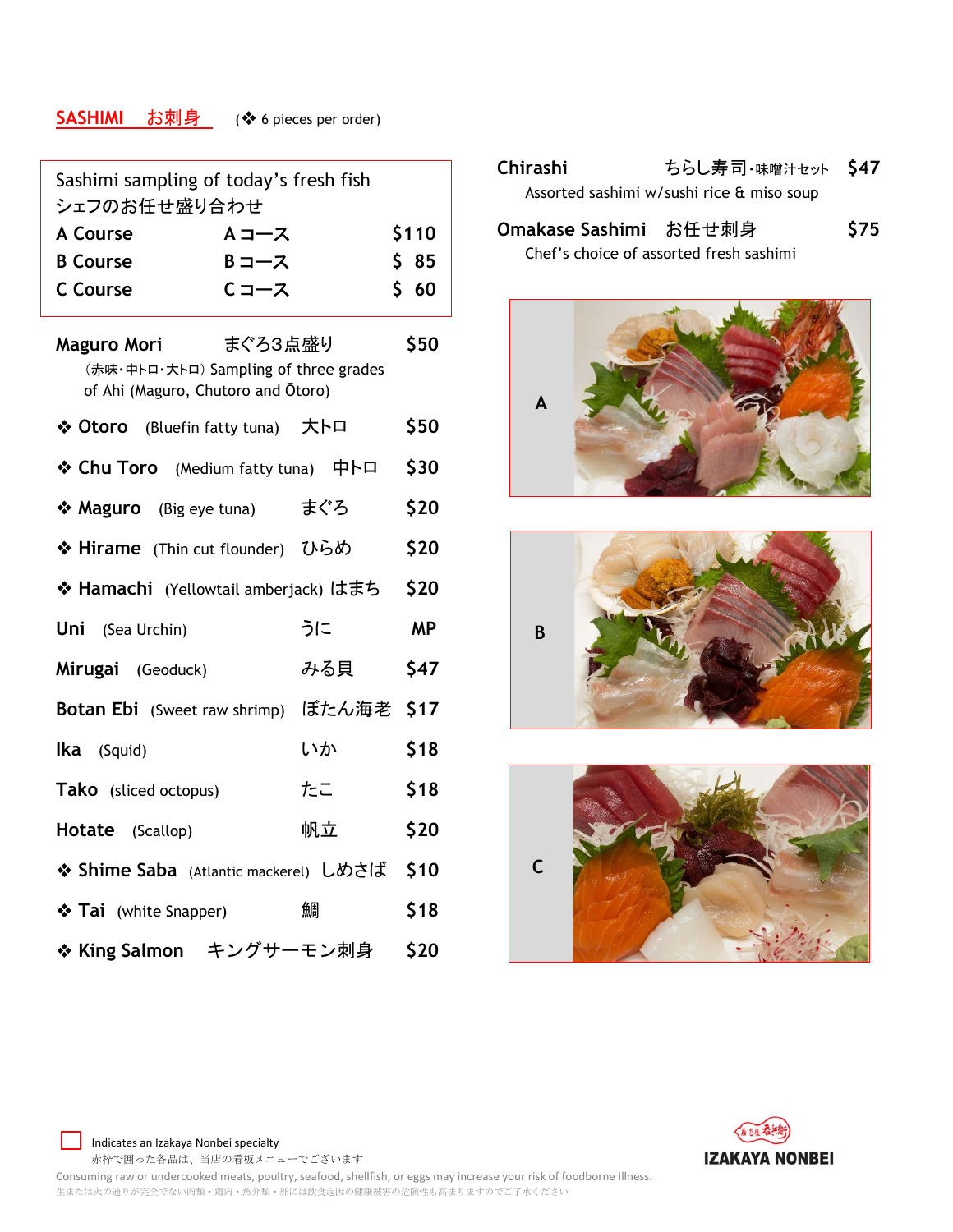## SASHIMI お刺身

(❖ 6 pieces per order)

**Sashimi sampling of today's fresh fish**
**シェフのお任せ盛り合わせ**

| Course | | Price |
|---|---|---|
| A Course | Aコース | $110 |
| B Course | Bコース | $ 85 |
| C Course | Cコース | $ 60 |

**Maguro Mori** まぐろ3点盛り **$50**
(赤味・中トロ・大トロ) Sampling of three grades of Ahi (Maguro, Chutoro and Ōtoro)

| Item | Description | Japanese | Price |
|---|---|---|---|
| ❖ **Otoro** | (Bluefin fatty tuna) | 大トロ | $50 |
| ❖ **Chu Toro** | (Medium fatty tuna) | 中トロ | $30 |
| ❖ **Maguro** | (Big eye tuna) | まぐろ | $20 |
| ❖ **Hirame** | (Thin cut flounder) | ひらめ | $20 |
| ❖ **Hamachi** | (Yellowtail amberjack) | はまち | $20 |
| **Uni** | (Sea Urchin) | うに | MP |
| **Mirugai** | (Geoduck) | みる貝 | $47 |
| **Botan Ebi** | (Sweet raw shrimp) | ぼたん海老 | $17 |
| **Ika** | (Squid) | いか | $18 |
| **Tako** | (sliced octopus) | たこ | $18 |
| **Hotate** | (Scallop) | 帆立 | $20 |
| ❖ **Shime Saba** | (Atlantic mackerel) | しめさば | $10 |
| ❖ **Tai** | (white Snapper) | 鯛 | $18 |
| ❖ **King Salmon** | | キングサーモン刺身 | $20 |

**Chirashi** ちらし寿司・味噌汁セット **$47**
Assorted sashimi w/sushi rice & miso soup

**Omakase Sashimi** お任せ刺身 **$75**
Chef's choice of assorted fresh sashimi

A

B

C

☐ Indicates an Izakaya Nonbei specialty
赤枠で囲った各品は、当店の看板メニューでございます

Consuming raw or undercooked meats, poultry, seafood, shellfish, or eggs may increase your risk of foodborne illness.
生または火の通りが完全でない肉類・鶏肉・魚介類・卵には飲食起因の健康被害の危険性も高まりますのでご了承ください

IZAKAYA NONBEI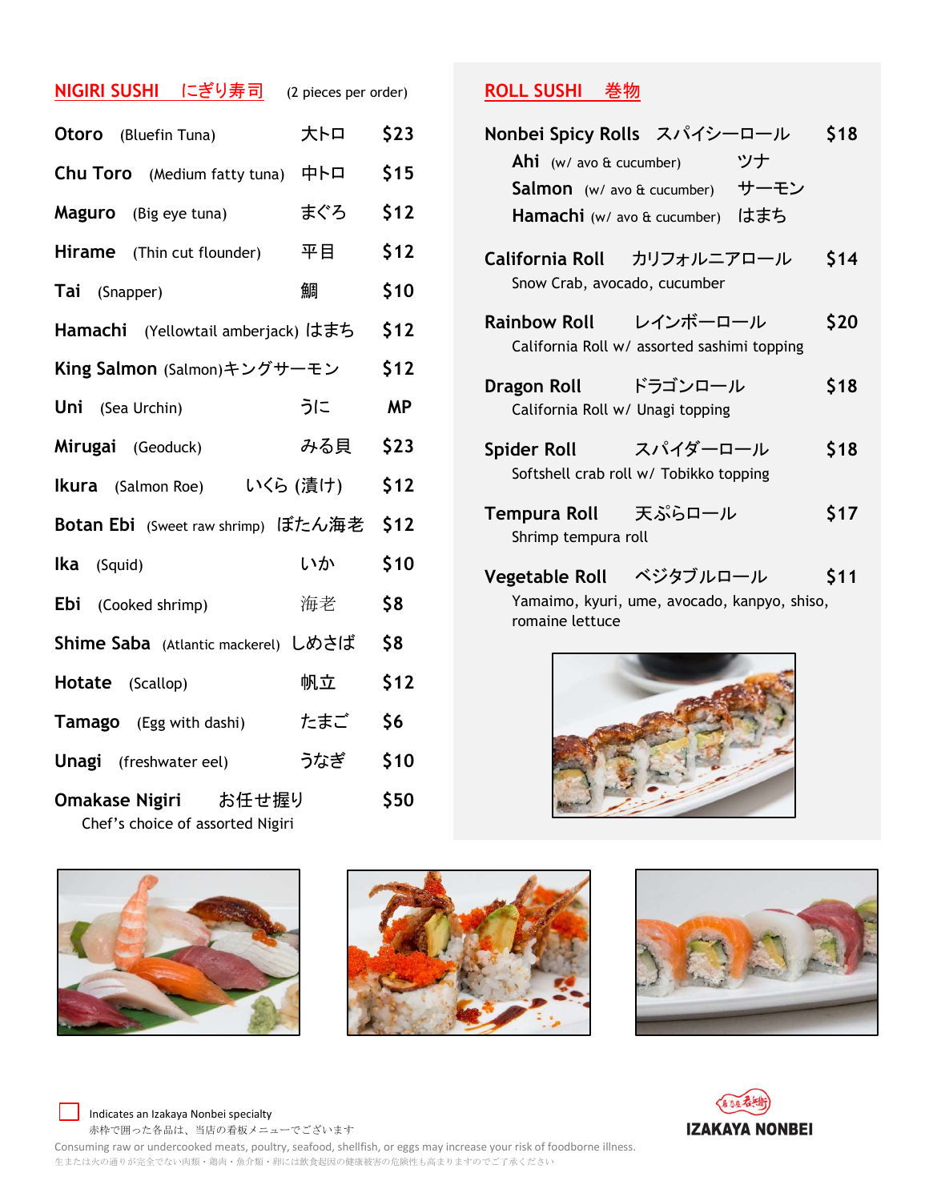## NIGIRI SUSHI にぎり寿司 (2 pieces per order)

| Item | Description | Japanese | Price |
|---|---|---|---|
| **Otoro** | (Bluefin Tuna) | 大トロ | $23 |
| **Chu Toro** | (Medium fatty tuna) | 中トロ | $15 |
| **Maguro** | (Big eye tuna) | まぐろ | $12 |
| **Hirame** | (Thin cut flounder) | 平目 | $12 |
| **Tai** | (Snapper) | 鯛 | $10 |
| **Hamachi** | (Yellowtail amberjack) | はまち | $12 |
| **King Salmon** | (Salmon) | キングサーモン | $12 |
| **Uni** | (Sea Urchin) | うに | MP |
| **Mirugai** | (Geoduck) | みる貝 | $23 |
| **Ikura** | (Salmon Roe) | いくら (漬け) | $12 |
| **Botan Ebi** | (Sweet raw shrimp) | ぼたん海老 | $12 |
| **Ika** | (Squid) | いか | $10 |
| **Ebi** | (Cooked shrimp) | 海老 | $8 |
| **Shime Saba** | (Atlantic mackerel) | しめさば | $8 |
| **Hotate** | (Scallop) | 帆立 | $12 |
| **Tamago** | (Egg with dashi) | たまご | $6 |
| **Unagi** | (freshwater eel) | うなぎ | $10 |
| **Omakase Nigiri** | Chef's choice of assorted Nigiri | お任せ握り | $50 |

## ROLL SUSHI 巻物

**Nonbei Spicy Rolls** スパイシーロール **$18**
- **Ahi** (w/ avo & cucumber) ツナ
- **Salmon** (w/ avo & cucumber) サーモン
- **Hamachi** (w/ avo & cucumber) はまち

**California Roll** カリフォルニアロール **$14**
Snow Crab, avocado, cucumber

**Rainbow Roll** レインボーロール **$20**
California Roll w/ assorted sashimi topping

**Dragon Roll** ドラゴンロール **$18**
California Roll w/ Unagi topping

**Spider Roll** スパイダーロール **$18**
Softshell crab roll w/ Tobikko topping

**Tempura Roll** 天ぷらロール **$17**
Shrimp tempura roll

**Vegetable Roll** ベジタブルロール **$11**
Yamaimo, kyuri, ume, avocado, kanpyo, shiso, romaine lettuce

---

Indicates an Izakaya Nonbei specialty
赤枠で囲った各品は、当店の看板メニューでございます

Consuming raw or undercooked meats, poultry, seafood, shellfish, or eggs may increase your risk of foodborne illness.
生または火の通りが完全でない肉類・鶏肉・魚介類・卵には飲食起因の健康被害の危険性も高まりますのでご了承ください

IZAKAYA NONBEI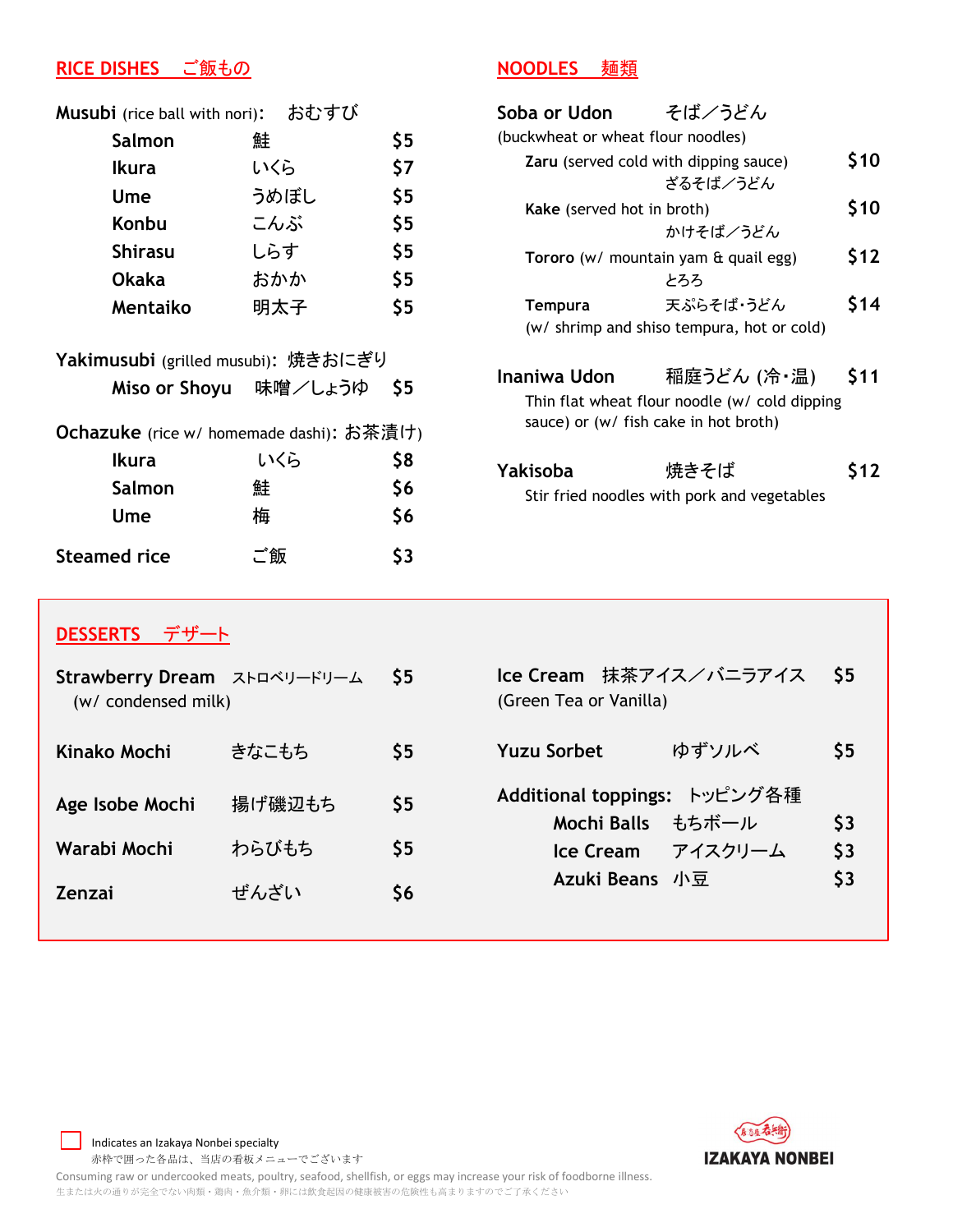## RICE DISHES　ご飯もの

**Musubi** (rice ball with nori):　おむすび

| | | |
|---|---|---|
| Salmon | 鮭 | $5 |
| Ikura | いくら | $7 |
| Ume | うめぼし | $5 |
| Konbu | こんぶ | $5 |
| Shirasu | しらす | $5 |
| Okaka | おかか | $5 |
| Mentaiko | 明太子 | $5 |

**Yakimusubi** (grilled musubi): 焼きおにぎり

| | | |
|---|---|---|
| Miso or Shoyu | 味噌／しょうゆ | $5 |

**Ochazuke** (rice w/ homemade dashi): お茶漬け)

| | | |
|---|---|---|
| Ikura | いくら | $8 |
| Salmon | 鮭 | $6 |
| Ume | 梅 | $6 |

| | | |
|---|---|---|
| Steamed rice | ご飯 | $3 |

## NOODLES　麺類

**Soba or Udon**　そば／うどん
(buckwheat or wheat flour noodles)

- **Zaru** (served cold with dipping sauce) ざるそば／うどん — $10
- **Kake** (served hot in broth) かけそば／うどん — $10
- **Tororo** (w/ mountain yam & quail egg) とろろ — $12
- **Tempura** 天ぷらそば・うどん (w/ shrimp and shiso tempura, hot or cold) — $14

**Inaniwa Udon**　稲庭うどん (冷・温)　$11
Thin flat wheat flour noodle (w/ cold dipping sauce) or (w/ fish cake in hot broth)

**Yakisoba**　焼きそば　$12
Stir fried noodles with pork and vegetables

## DESSERTS　デザート

| | | |
|---|---|---|
| Strawberry Dream (w/ condensed milk) | ストロベリードリーム | $5 |
| Kinako Mochi | きなこもち | $5 |
| Age Isobe Mochi | 揚げ磯辺もち | $5 |
| Warabi Mochi | わらびもち | $5 |
| Zenzai | ぜんざい | $6 |
| Ice Cream (Green Tea or Vanilla) | 抹茶アイス／バニラアイス | $5 |
| Yuzu Sorbet | ゆずソルベ | $5 |

**Additional toppings:**　トッピング各種

| | | |
|---|---|---|
| Mochi Balls | もちボール | $3 |
| Ice Cream | アイスクリーム | $3 |
| Azuki Beans | 小豆 | $3 |

☐ Indicates an Izakaya Nonbei specialty
赤枠で囲った各品は、当店の看板メニューでございます

Consuming raw or undercooked meats, poultry, seafood, shellfish, or eggs may increase your risk of foodborne illness.
生または火の通りが完全でない肉類・鶏肉・魚介類・卵には飲食起因の健康被害の危険性も高まりますのでご了承ください

IZAKAYA NONBEI